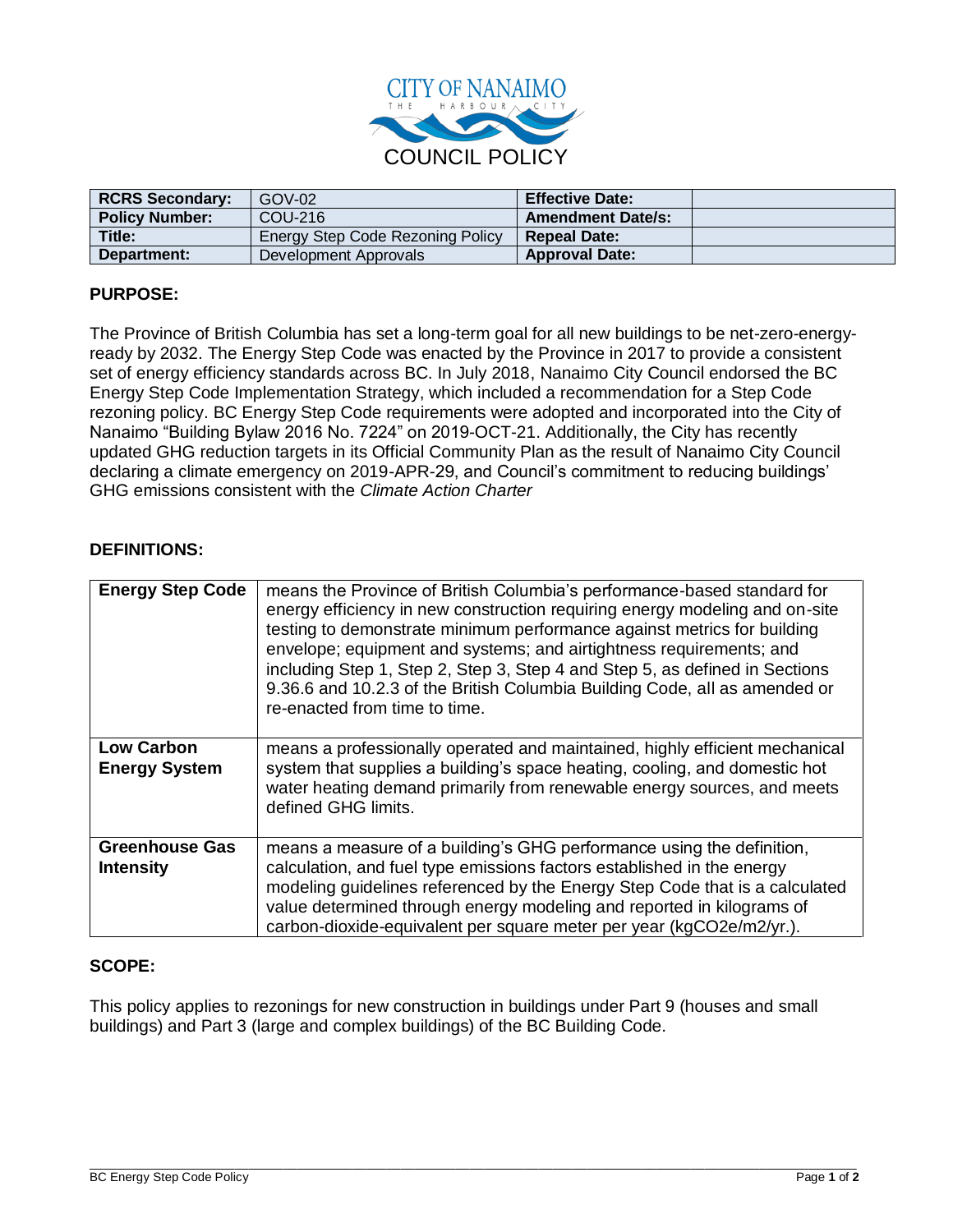CITY OF NANAIMO

THE HARBOUR CITY

COUNCIL POLICY

| RCRS Secondary: | GOV-02 | Effective Date: | |
|---|---|---|---|
| Policy Number: | COU-216 | Amendment Date/s: | |
| Title: | Energy Step Code Rezoning Policy | Repeal Date: | |
| Department: | Development Approvals | Approval Date: | |

## PURPOSE:

The Province of British Columbia has set a long-term goal for all new buildings to be net-zero-energy-ready by 2032. The Energy Step Code was enacted by the Province in 2017 to provide a consistent set of energy efficiency standards across BC. In July 2018, Nanaimo City Council endorsed the BC Energy Step Code Implementation Strategy, which included a recommendation for a Step Code rezoning policy. BC Energy Step Code requirements were adopted and incorporated into the City of Nanaimo "Building Bylaw 2016 No. 7224" on 2019-OCT-21. Additionally, the City has recently updated GHG reduction targets in its Official Community Plan as the result of Nanaimo City Council declaring a climate emergency on 2019-APR-29, and Council's commitment to reducing buildings' GHG emissions consistent with the *Climate Action Charter*

## DEFINITIONS:

| | |
|---|---|
| **Energy Step Code** | means the Province of British Columbia's performance-based standard for energy efficiency in new construction requiring energy modeling and on-site testing to demonstrate minimum performance against metrics for building envelope; equipment and systems; and airtightness requirements; and including Step 1, Step 2, Step 3, Step 4 and Step 5, as defined in Sections 9.36.6 and 10.2.3 of the British Columbia Building Code, all as amended or re-enacted from time to time. |
| **Low Carbon Energy System** | means a professionally operated and maintained, highly efficient mechanical system that supplies a building's space heating, cooling, and domestic hot water heating demand primarily from renewable energy sources, and meets defined GHG limits. |
| **Greenhouse Gas Intensity** | means a measure of a building's GHG performance using the definition, calculation, and fuel type emissions factors established in the energy modeling guidelines referenced by the Energy Step Code that is a calculated value determined through energy modeling and reported in kilograms of carbon-dioxide-equivalent per square meter per year (kgCO2e/m2/yr.). |

## SCOPE:

This policy applies to rezonings for new construction in buildings under Part 9 (houses and small buildings) and Part 3 (large and complex buildings) of the BC Building Code.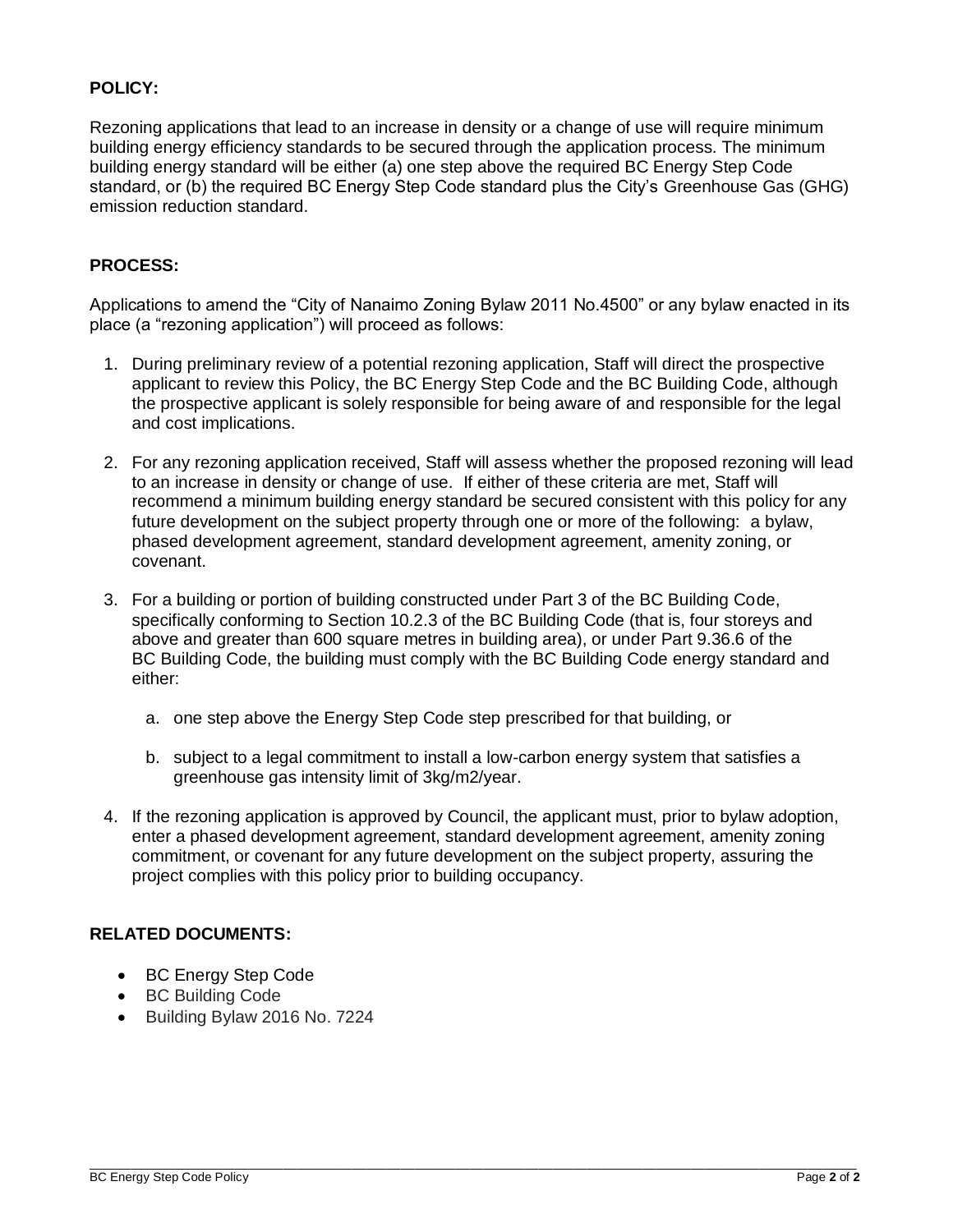## POLICY:

Rezoning applications that lead to an increase in density or a change of use will require minimum building energy efficiency standards to be secured through the application process. The minimum building energy standard will be either (a) one step above the required BC Energy Step Code standard, or (b) the required BC Energy Step Code standard plus the City's Greenhouse Gas (GHG) emission reduction standard.

## PROCESS:

Applications to amend the "City of Nanaimo Zoning Bylaw 2011 No.4500" or any bylaw enacted in its place (a "rezoning application") will proceed as follows:

1. During preliminary review of a potential rezoning application, Staff will direct the prospective applicant to review this Policy, the BC Energy Step Code and the BC Building Code, although the prospective applicant is solely responsible for being aware of and responsible for the legal and cost implications.
2. For any rezoning application received, Staff will assess whether the proposed rezoning will lead to an increase in density or change of use. If either of these criteria are met, Staff will recommend a minimum building energy standard be secured consistent with this policy for any future development on the subject property through one or more of the following: a bylaw, phased development agreement, standard development agreement, amenity zoning, or covenant.
3. For a building or portion of building constructed under Part 3 of the BC Building Code, specifically conforming to Section 10.2.3 of the BC Building Code (that is, four storeys and above and greater than 600 square metres in building area), or under Part 9.36.6 of the BC Building Code, the building must comply with the BC Building Code energy standard and either:
   a. one step above the Energy Step Code step prescribed for that building, or
   b. subject to a legal commitment to install a low-carbon energy system that satisfies a greenhouse gas intensity limit of 3kg/m2/year.
4. If the rezoning application is approved by Council, the applicant must, prior to bylaw adoption, enter a phased development agreement, standard development agreement, amenity zoning commitment, or covenant for any future development on the subject property, assuring the project complies with this policy prior to building occupancy.

## RELATED DOCUMENTS:

- BC Energy Step Code
- BC Building Code
- Building Bylaw 2016 No. 7224